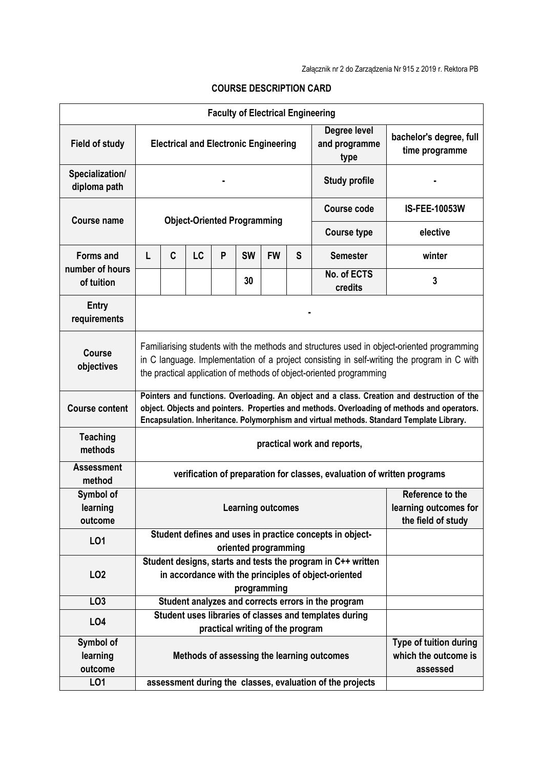Załącznik nr 2 do Zarządzenia Nr 915 z 2019 r. Rektora PB

## COURSE DESCRIPTION CARD

| **Faculty of Electrical Engineering** | | | | | | | | | |
|---|---|---|---|---|---|---|---|---|---|
| **Field of study** | **Electrical and Electronic Engineering** | | | | | | | **Degree level and programme type** | **bachelor's degree, full time programme** |
| **Specialization/ diploma path** | **-** | | | | | | | **Study profile** | **-** |
| **Course name** | **Object-Oriented Programming** | | | | | | | **Course code** | **IS-FEE-10053W** |
| | | | | | | | | **Course type** | **elective** |
| **Forms and number of hours of tuition** | **L** | **C** | **LC** | **P** | **SW** | **FW** | **S** | **Semester** | **winter** |
| | | | | | **30** | | | **No. of ECTS credits** | **3** |
| **Entry requirements** | **-** | | | | | | | | |
| **Course objectives** | Familiarising students with the methods and structures used in object-oriented programming in C language. Implementation of a project consisting in self-writing the program in C with the practical application of methods of object-oriented programming | | | | | | | | |
| **Course content** | **Pointers and functions. Overloading. An object and a class. Creation and destruction of the object. Objects and pointers. Properties and methods. Overloading of methods and operators. Encapsulation. Inheritance. Polymorphism and virtual methods. Standard Template Library.** | | | | | | | | |
| **Teaching methods** | **practical work and reports,** | | | | | | | | |
| **Assessment method** | **verification of preparation for classes, evaluation of written programs** | | | | | | | | |
| **Symbol of learning outcome** | **Learning outcomes** | | | | | | | | **Reference to the learning outcomes for the field of study** |
| **LO1** | **Student defines and uses in practice concepts in object-oriented programming** | | | | | | | | |
| **LO2** | **Student designs, starts and tests the program in C++ written in accordance with the principles of object-oriented programming** | | | | | | | | |
| **LO3** | **Student analyzes and corrects errors in the program** | | | | | | | | |
| **LO4** | **Student uses libraries of classes and templates during practical writing of the program** | | | | | | | | |
| **Symbol of learning outcome** | **Methods of assessing the learning outcomes** | | | | | | | | **Type of tuition during which the outcome is assessed** |
| **LO1** | **assessment during the classes, evaluation of the projects** | | | | | | | | |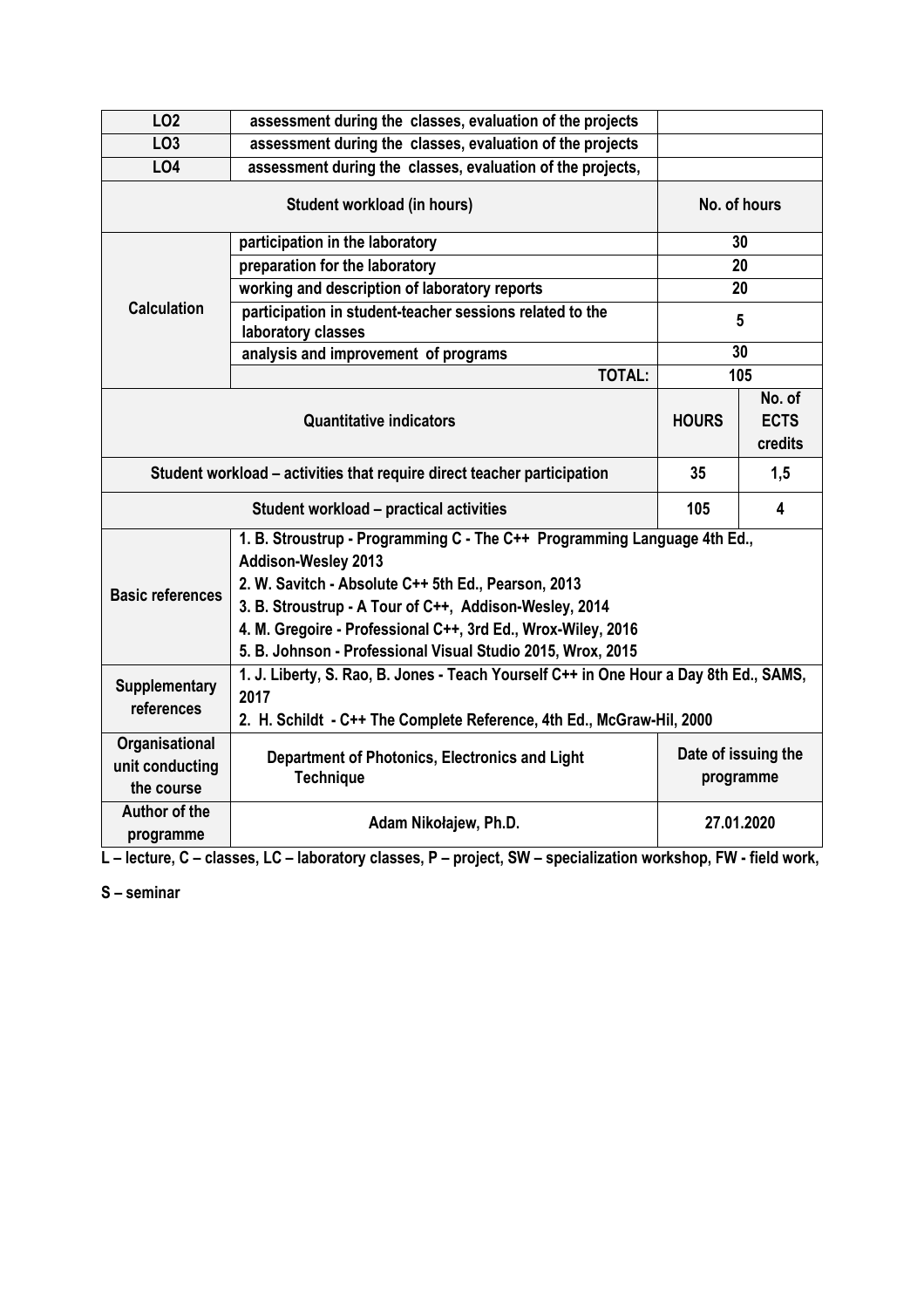| | | | |
|---|---|---|---|
| **LO2** | **assessment during the classes, evaluation of the projects** | | |
| **LO3** | **assessment during the classes, evaluation of the projects** | | |
| **LO4** | **assessment during the classes, evaluation of the projects,** | | |
| **Student workload (in hours)** | | **No. of hours** | |
| **Calculation** | **participation in the laboratory** | **30** | |
| | **preparation for the laboratory** | **20** | |
| | **working and description of laboratory reports** | **20** | |
| | **participation in student-teacher sessions related to the laboratory classes** | **5** | |
| | **analysis and improvement of programs** | **30** | |
| | **TOTAL:** | **105** | |
| **Quantitative indicators** | | **HOURS** | **No. of ECTS credits** |
| **Student workload – activities that require direct teacher participation** | | **35** | **1,5** |
| **Student workload – practical activities** | | **105** | **4** |
| **Basic references** | **1. B. Stroustrup - Programming C - The C++ Programming Language 4th Ed., Addison-Wesley 2013**<br>**2. W. Savitch - Absolute C++ 5th Ed., Pearson, 2013**<br>**3. B. Stroustrup - A Tour of C++, Addison-Wesley, 2014**<br>**4. M. Gregoire - Professional C++, 3rd Ed., Wrox-Wiley, 2016**<br>**5. B. Johnson - Professional Visual Studio 2015, Wrox, 2015** | | |
| **Supplementary references** | **1. J. Liberty, S. Rao, B. Jones - Teach Yourself C++ in One Hour a Day 8th Ed., SAMS, 2017**<br>**2. H. Schildt - C++ The Complete Reference, 4th Ed., McGraw-Hil, 2000** | | |
| **Organisational unit conducting the course** | **Department of Photonics, Electronics and Light Technique** | **Date of issuing the programme** | |
| **Author of the programme** | **Adam Nikołajew, Ph.D.** | **27.01.2020** | |

**L – lecture, C – classes, LC – laboratory classes, P – project, SW – specialization workshop, FW - field work,**

**S – seminar**